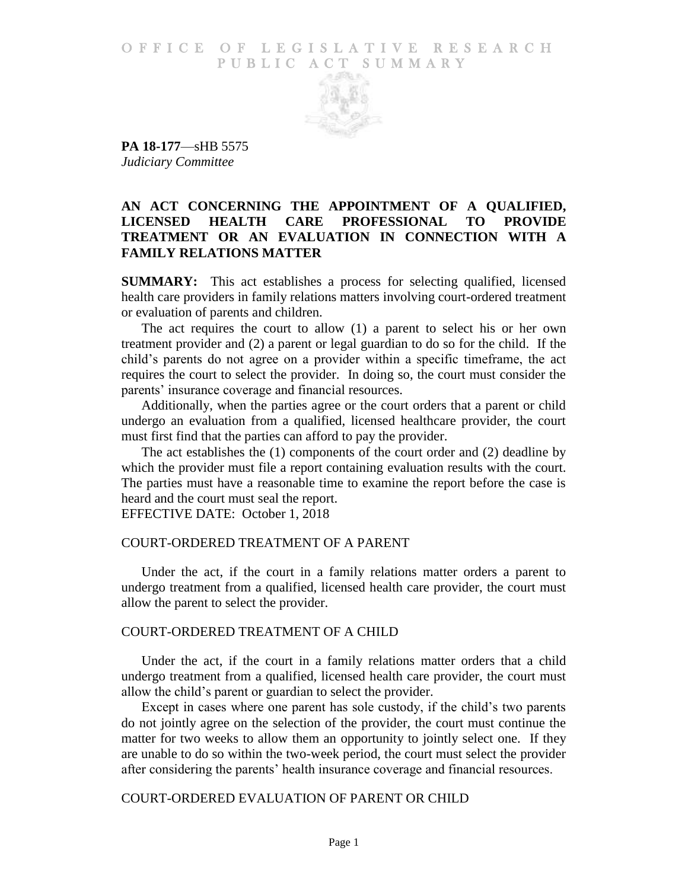# OFFICE OF LEGISLATIVE RESEARCH PUBLIC ACT SUMMARY

**PA 18-177**—sHB 5575
*Judiciary Committee*

## AN ACT CONCERNING THE APPOINTMENT OF A QUALIFIED, LICENSED HEALTH CARE PROFESSIONAL TO PROVIDE TREATMENT OR AN EVALUATION IN CONNECTION WITH A FAMILY RELATIONS MATTER

**SUMMARY:** This act establishes a process for selecting qualified, licensed health care providers in family relations matters involving court-ordered treatment or evaluation of parents and children.

The act requires the court to allow (1) a parent to select his or her own treatment provider and (2) a parent or legal guardian to do so for the child. If the child's parents do not agree on a provider within a specific timeframe, the act requires the court to select the provider. In doing so, the court must consider the parents' insurance coverage and financial resources.

Additionally, when the parties agree or the court orders that a parent or child undergo an evaluation from a qualified, licensed healthcare provider, the court must first find that the parties can afford to pay the provider.

The act establishes the (1) components of the court order and (2) deadline by which the provider must file a report containing evaluation results with the court. The parties must have a reasonable time to examine the report before the case is heard and the court must seal the report.

EFFECTIVE DATE: October 1, 2018

### COURT-ORDERED TREATMENT OF A PARENT

Under the act, if the court in a family relations matter orders a parent to undergo treatment from a qualified, licensed health care provider, the court must allow the parent to select the provider.

### COURT-ORDERED TREATMENT OF A CHILD

Under the act, if the court in a family relations matter orders that a child undergo treatment from a qualified, licensed health care provider, the court must allow the child's parent or guardian to select the provider.

Except in cases where one parent has sole custody, if the child's two parents do not jointly agree on the selection of the provider, the court must continue the matter for two weeks to allow them an opportunity to jointly select one. If they are unable to do so within the two-week period, the court must select the provider after considering the parents' health insurance coverage and financial resources.

### COURT-ORDERED EVALUATION OF PARENT OR CHILD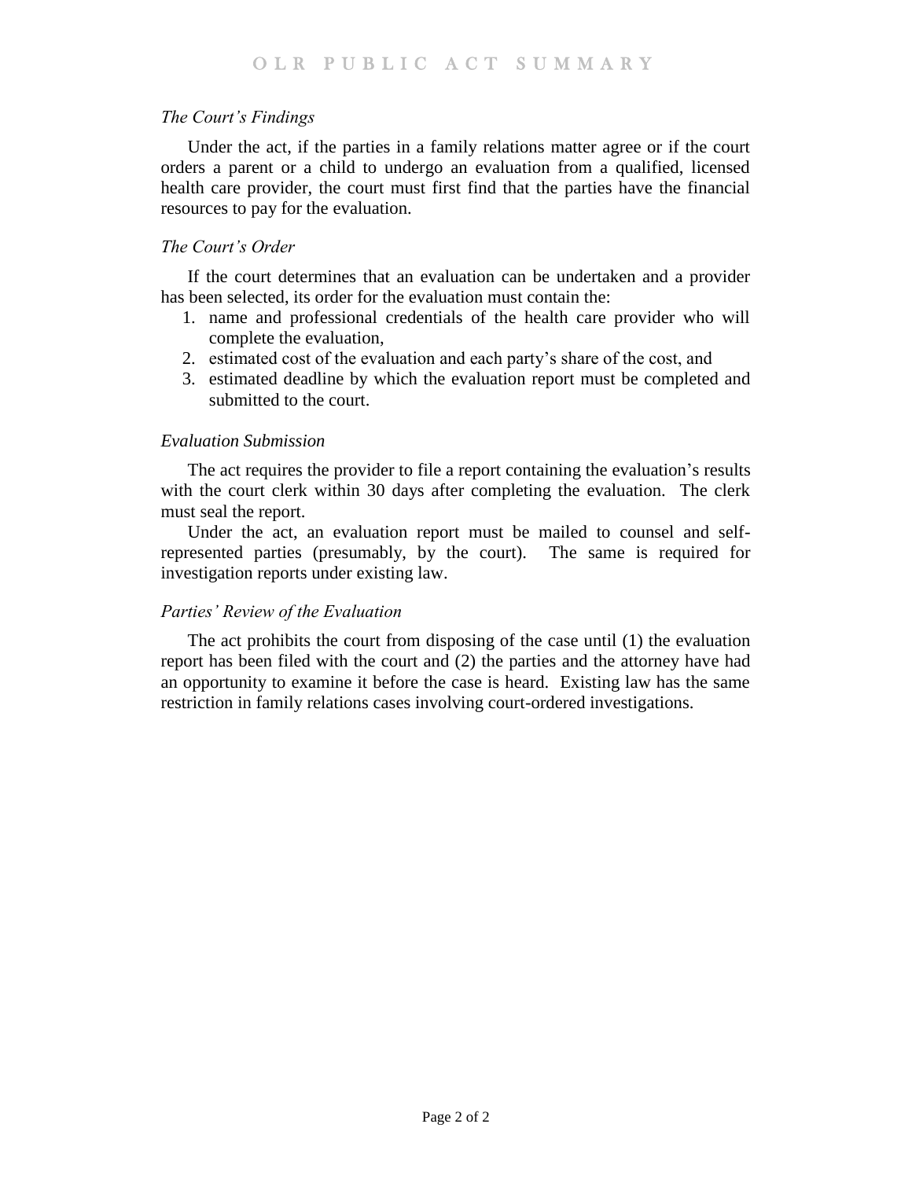*The Court's Findings*

Under the act, if the parties in a family relations matter agree or if the court orders a parent or a child to undergo an evaluation from a qualified, licensed health care provider, the court must first find that the parties have the financial resources to pay for the evaluation.

*The Court's Order*

If the court determines that an evaluation can be undertaken and a provider has been selected, its order for the evaluation must contain the:

1. name and professional credentials of the health care provider who will complete the evaluation,
2. estimated cost of the evaluation and each party's share of the cost, and
3. estimated deadline by which the evaluation report must be completed and submitted to the court.

*Evaluation Submission*

The act requires the provider to file a report containing the evaluation's results with the court clerk within 30 days after completing the evaluation. The clerk must seal the report.

Under the act, an evaluation report must be mailed to counsel and self-represented parties (presumably, by the court). The same is required for investigation reports under existing law.

*Parties' Review of the Evaluation*

The act prohibits the court from disposing of the case until (1) the evaluation report has been filed with the court and (2) the parties and the attorney have had an opportunity to examine it before the case is heard. Existing law has the same restriction in family relations cases involving court-ordered investigations.